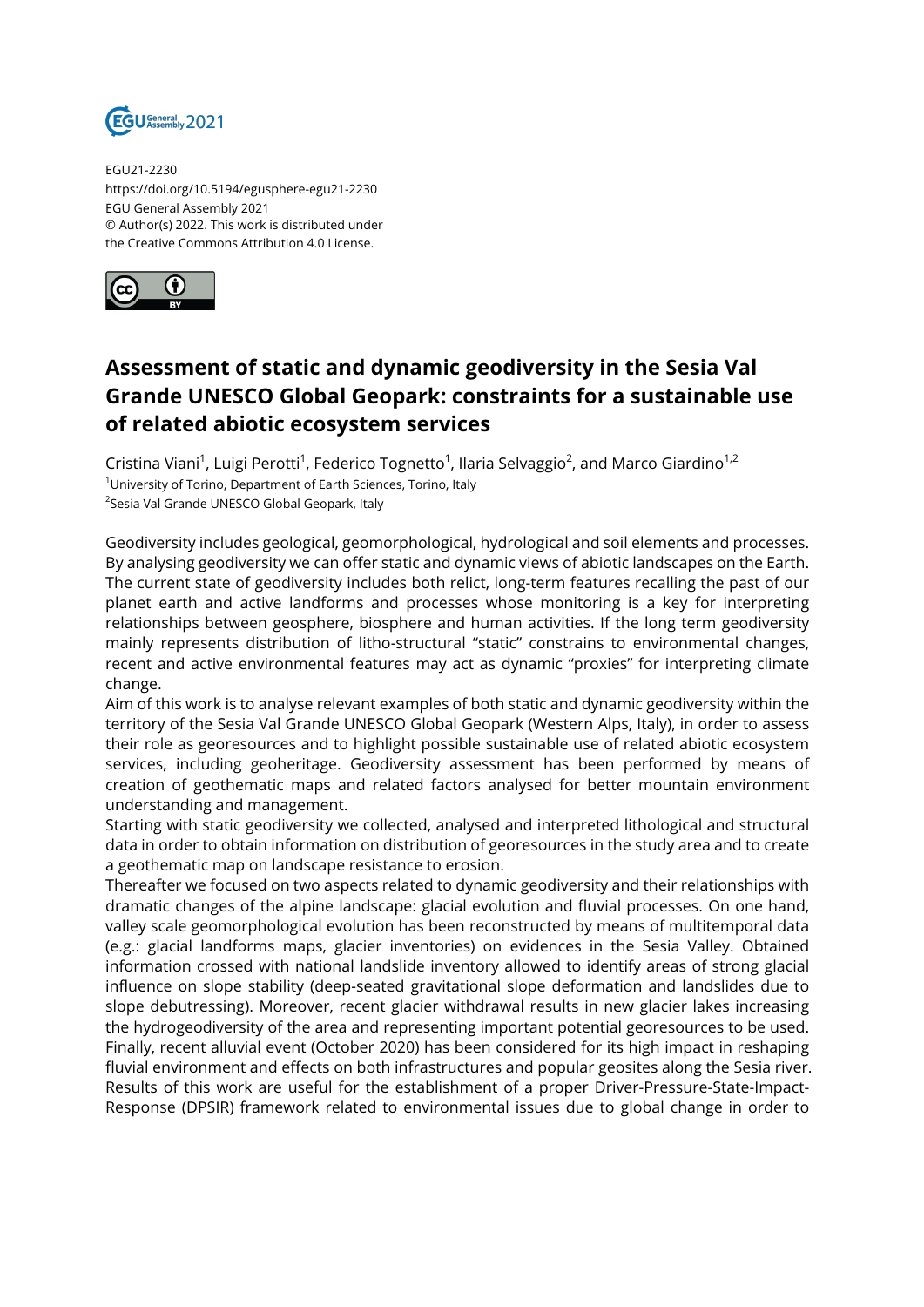EGU21-2230
https://doi.org/10.5194/egusphere-egu21-2230
EGU General Assembly 2021
© Author(s) 2022. This work is distributed under the Creative Commons Attribution 4.0 License.

# Assessment of static and dynamic geodiversity in the Sesia Val Grande UNESCO Global Geopark: constraints for a sustainable use of related abiotic ecosystem services

Cristina Viani[1], Luigi Perotti[1], Federico Tognetto[1], Ilaria Selvaggio[2], and Marco Giardino[1,2]

[1]University of Torino, Department of Earth Sciences, Torino, Italy
[2]Sesia Val Grande UNESCO Global Geopark, Italy

Geodiversity includes geological, geomorphological, hydrological and soil elements and processes. By analysing geodiversity we can offer static and dynamic views of abiotic landscapes on the Earth. The current state of geodiversity includes both relict, long-term features recalling the past of our planet earth and active landforms and processes whose monitoring is a key for interpreting relationships between geosphere, biosphere and human activities. If the long term geodiversity mainly represents distribution of litho-structural "static" constrains to environmental changes, recent and active environmental features may act as dynamic "proxies" for interpreting climate change.

Aim of this work is to analyse relevant examples of both static and dynamic geodiversity within the territory of the Sesia Val Grande UNESCO Global Geopark (Western Alps, Italy), in order to assess their role as georesources and to highlight possible sustainable use of related abiotic ecosystem services, including geoheritage. Geodiversity assessment has been performed by means of creation of geothematic maps and related factors analysed for better mountain environment understanding and management.

Starting with static geodiversity we collected, analysed and interpreted lithological and structural data in order to obtain information on distribution of georesources in the study area and to create a geothematic map on landscape resistance to erosion.

Thereafter we focused on two aspects related to dynamic geodiversity and their relationships with dramatic changes of the alpine landscape: glacial evolution and fluvial processes. On one hand, valley scale geomorphological evolution has been reconstructed by means of multitemporal data (e.g.: glacial landforms maps, glacier inventories) on evidences in the Sesia Valley. Obtained information crossed with national landslide inventory allowed to identify areas of strong glacial influence on slope stability (deep-seated gravitational slope deformation and landslides due to slope debutressing). Moreover, recent glacier withdrawal results in new glacier lakes increasing the hydrogeodiversity of the area and representing important potential georesources to be used. Finally, recent alluvial event (October 2020) has been considered for its high impact in reshaping fluvial environment and effects on both infrastructures and popular geosites along the Sesia river. Results of this work are useful for the establishment of a proper Driver-Pressure-State-Impact-Response (DPSIR) framework related to environmental issues due to global change in order to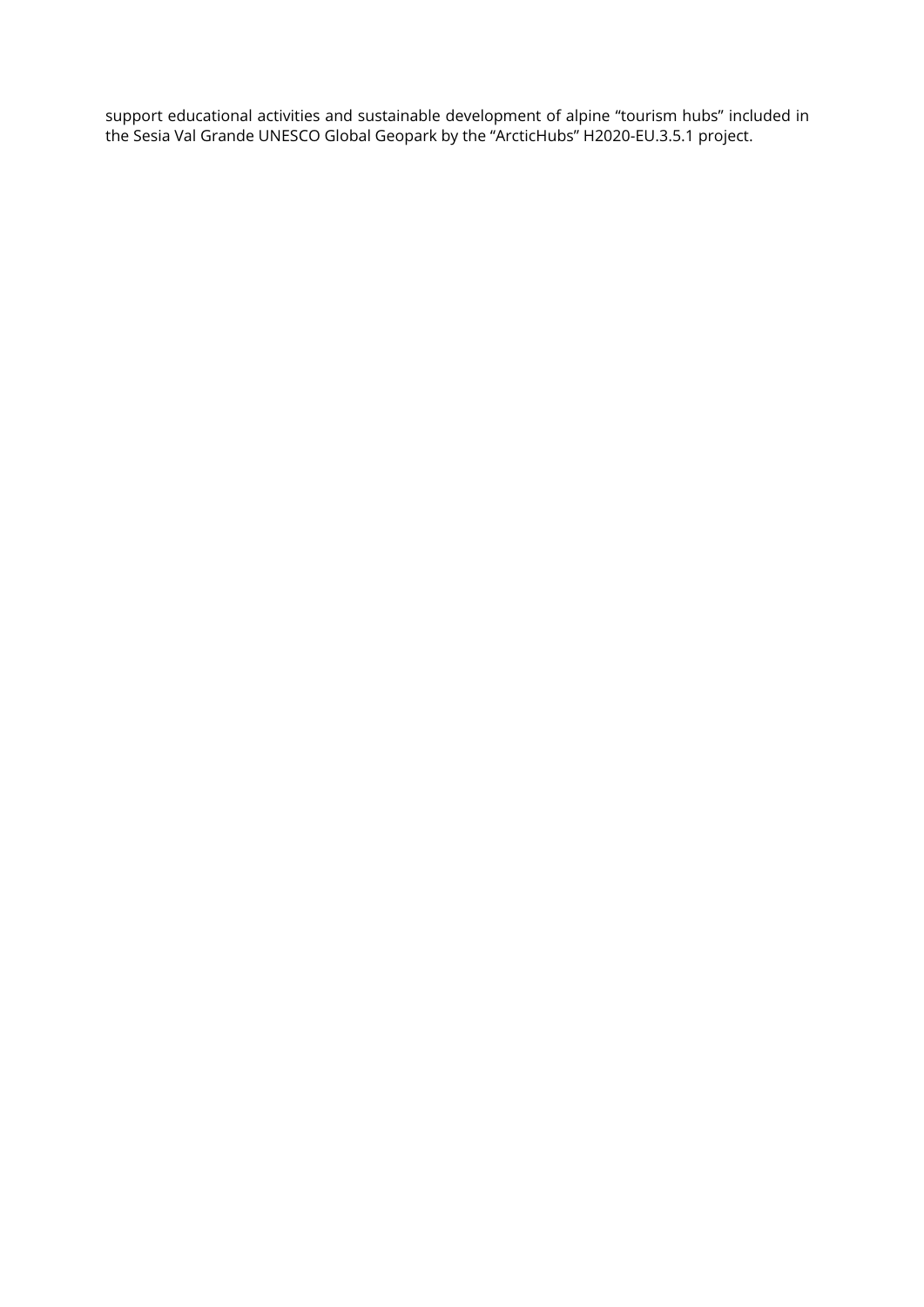support educational activities and sustainable development of alpine “tourism hubs” included in the Sesia Val Grande UNESCO Global Geopark by the “ArcticHubs” H2020-EU.3.5.1 project.